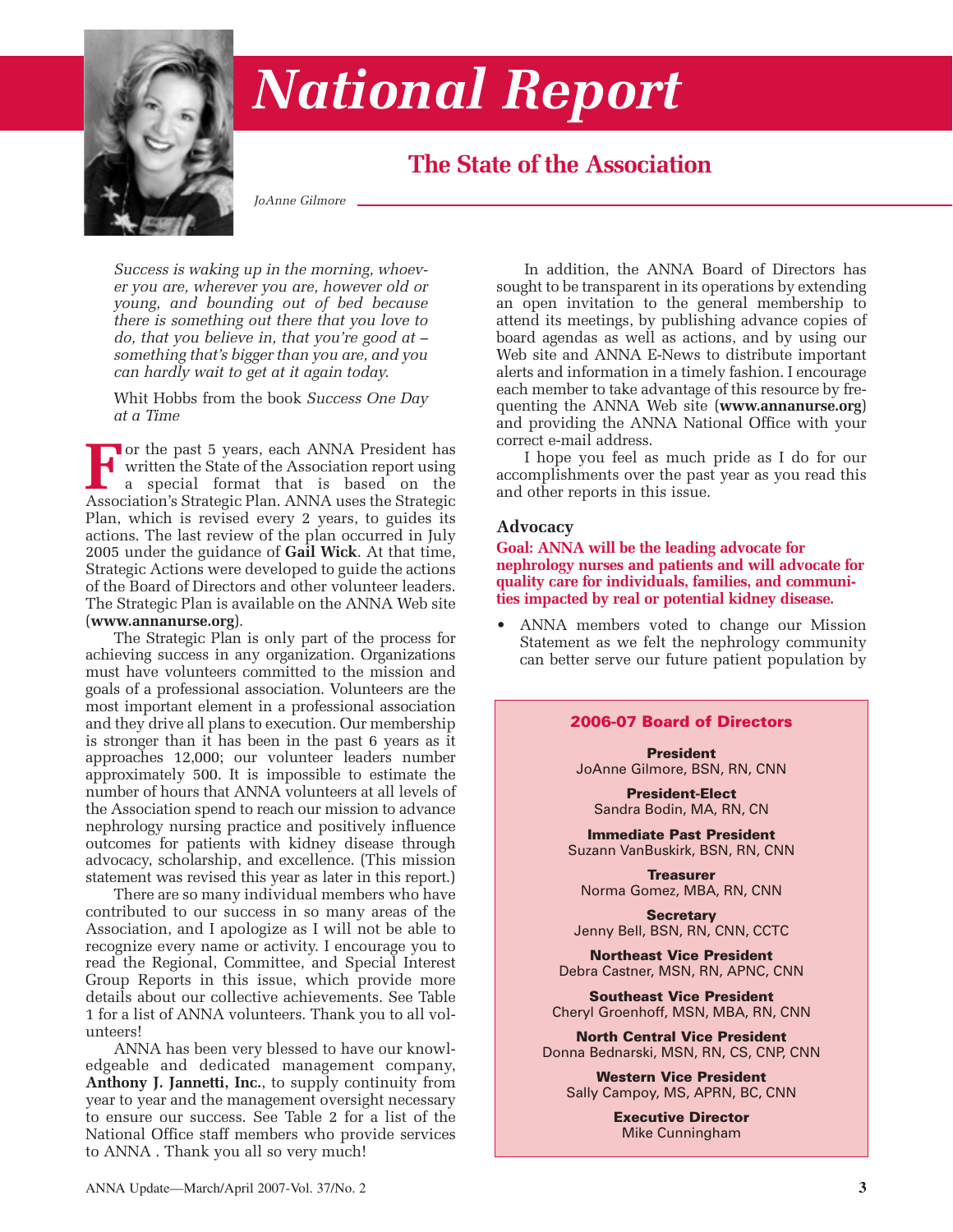# National Report

## The State of the Association

*JoAnne Gilmore*

> *Success is waking up in the morning, whoever you are, wherever you are, however old or young, and bounding out of bed because there is something out there that you love to do, that you believe in, that you're good at – something that's bigger than you are, and you can hardly wait to get at it again today.*
>
> Whit Hobbs from the book *Success One Day at a Time*

For the past 5 years, each ANNA President has written the State of the Association report using a special format that is based on the Association's Strategic Plan. ANNA uses the Strategic Plan, which is revised every 2 years, to guides its actions. The last review of the plan occurred in July 2005 under the guidance of **Gail Wick**. At that time, Strategic Actions were developed to guide the actions of the Board of Directors and other volunteer leaders. The Strategic Plan is available on the ANNA Web site (**www.annanurse.org**).

The Strategic Plan is only part of the process for achieving success in any organization. Organizations must have volunteers committed to the mission and goals of a professional association. Volunteers are the most important element in a professional association and they drive all plans to execution. Our membership is stronger than it has been in the past 6 years as it approaches 12,000; our volunteer leaders number approximately 500. It is impossible to estimate the number of hours that ANNA volunteers at all levels of the Association spend to reach our mission to advance nephrology nursing practice and positively influence outcomes for patients with kidney disease through advocacy, scholarship, and excellence. (This mission statement was revised this year as later in this report.)

There are so many individual members who have contributed to our success in so many areas of the Association, and I apologize as I will not be able to recognize every name or activity. I encourage you to read the Regional, Committee, and Special Interest Group Reports in this issue, which provide more details about our collective achievements. See Table 1 for a list of ANNA volunteers. Thank you to all volunteers!

ANNA has been very blessed to have our knowledgeable and dedicated management company, **Anthony J. Jannetti, Inc.**, to supply continuity from year to year and the management oversight necessary to ensure our success. See Table 2 for a list of the National Office staff members who provide services to ANNA . Thank you all so very much!

In addition, the ANNA Board of Directors has sought to be transparent in its operations by extending an open invitation to the general membership to attend its meetings, by publishing advance copies of board agendas as well as actions, and by using our Web site and ANNA E-News to distribute important alerts and information in a timely fashion. I encourage each member to take advantage of this resource by frequenting the ANNA Web site (**www.annanurse.org**) and providing the ANNA National Office with your correct e-mail address.

I hope you feel as much pride as I do for our accomplishments over the past year as you read this and other reports in this issue.

### Advocacy

**Goal: ANNA will be the leading advocate for nephrology nurses and patients and will advocate for quality care for individuals, families, and communities impacted by real or potential kidney disease.**

- ANNA members voted to change our Mission Statement as we felt the nephrology community can better serve our future patient population by

---

**2006-07 Board of Directors**

**President**
JoAnne Gilmore, BSN, RN, CNN

**President-Elect**
Sandra Bodin, MA, RN, CN

**Immediate Past President**
Suzann VanBuskirk, BSN, RN, CNN

**Treasurer**
Norma Gomez, MBA, RN, CNN

**Secretary**
Jenny Bell, BSN, RN, CNN, CCTC

**Northeast Vice President**
Debra Castner, MSN, RN, APNC, CNN

**Southeast Vice President**
Cheryl Groenhoff, MSN, MBA, RN, CNN

**North Central Vice President**
Donna Bednarski, MSN, RN, CS, CNP, CNN

**Western Vice President**
Sally Campoy, MS, APRN, BC, CNN

**Executive Director**
Mike Cunningham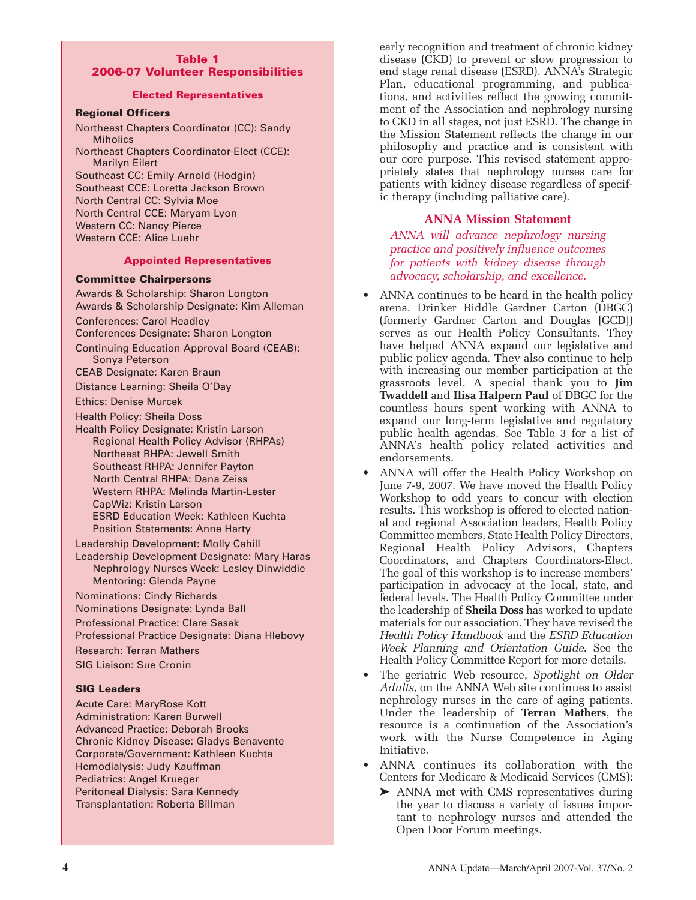**Table 1**
**2006-07 Volunteer Responsibilities**

**Elected Representatives**

**Regional Officers**

Northeast Chapters Coordinator (CC): Sandy Miholics
Northeast Chapters Coordinator-Elect (CCE): Marilyn Eilert
Southeast CC: Emily Arnold (Hodgin)
Southeast CCE: Loretta Jackson Brown
North Central CC: Sylvia Moe
North Central CCE: Maryam Lyon
Western CC: Nancy Pierce
Western CCE: Alice Luehr

**Appointed Representatives**

**Committee Chairpersons**

Awards & Scholarship: Sharon Longton
Awards & Scholarship Designate: Kim Alleman
Conferences: Carol Headley
Conferences Designate: Sharon Longton
Continuing Education Approval Board (CEAB): Sonya Peterson
CEAB Designate: Karen Braun
Distance Learning: Sheila O'Day
Ethics: Denise Murcek
Health Policy: Sheila Doss
Health Policy Designate: Kristin Larson
- Regional Health Policy Advisor (RHPAs)
- Northeast RHPA: Jewell Smith
- Southeast RHPA: Jennifer Payton
- North Central RHPA: Dana Zeiss
- Western RHPA: Melinda Martin-Lester
- CapWiz: Kristin Larson
- ESRD Education Week: Kathleen Kuchta
- Position Statements: Anne Harty

Leadership Development: Molly Cahill
Leadership Development Designate: Mary Haras
- Nephrology Nurses Week: Lesley Dinwiddie
- Mentoring: Glenda Payne

Nominations: Cindy Richards
Nominations Designate: Lynda Ball
Professional Practice: Clare Sasak
Professional Practice Designate: Diana Hlebovy
Research: Terran Mathers
SIG Liaison: Sue Cronin

**SIG Leaders**

Acute Care: MaryRose Kott
Administration: Karen Burwell
Advanced Practice: Deborah Brooks
Chronic Kidney Disease: Gladys Benavente
Corporate/Government: Kathleen Kuchta
Hemodialysis: Judy Kauffman
Pediatrics: Angel Krueger
Peritoneal Dialysis: Sara Kennedy
Transplantation: Roberta Billman

early recognition and treatment of chronic kidney disease (CKD) to prevent or slow progression to end stage renal disease (ESRD). ANNA's Strategic Plan, educational programming, and publications, and activities reflect the growing commitment of the Association and nephrology nursing to CKD in all stages, not just ESRD. The change in the Mission Statement reflects the change in our philosophy and practice and is consistent with our core purpose. This revised statement appropriately states that nephrology nurses care for patients with kidney disease regardless of specific therapy (including palliative care).

### ANNA Mission Statement

*ANNA will advance nephrology nursing practice and positively influence outcomes for patients with kidney disease through advocacy, scholarship, and excellence.*

- ANNA continues to be heard in the health policy arena. Drinker Biddle Gardner Carton (DBGC) (formerly Gardner Carton and Douglas [GCD]) serves as our Health Policy Consultants. They have helped ANNA expand our legislative and public policy agenda. They also continue to help with increasing our member participation at the grassroots level. A special thank you to **Jim Twaddell** and **Ilisa Halpern Paul** of DBGC for the countless hours spent working with ANNA to expand our long-term legislative and regulatory public health agendas. See Table 3 for a list of ANNA's health policy related activities and endorsements.
- ANNA will offer the Health Policy Workshop on June 7-9, 2007. We have moved the Health Policy Workshop to odd years to concur with election results. This workshop is offered to elected national and regional Association leaders, Health Policy Committee members, State Health Policy Directors, Regional Health Policy Advisors, Chapters Coordinators, and Chapters Coordinators-Elect. The goal of this workshop is to increase members' participation in advocacy at the local, state, and federal levels. The Health Policy Committee under the leadership of **Sheila Doss** has worked to update materials for our association. They have revised the *Health Policy Handbook* and the *ESRD Education Week Planning and Orientation Guide*. See the Health Policy Committee Report for more details.
- The geriatric Web resource, *Spotlight on Older Adults*, on the ANNA Web site continues to assist nephrology nurses in the care of aging patients. Under the leadership of **Terran Mathers**, the resource is a continuation of the Association's work with the Nurse Competence in Aging Initiative.
- ANNA continues its collaboration with the Centers for Medicare & Medicaid Services (CMS):
  - ANNA met with CMS representatives during the year to discuss a variety of issues important to nephrology nurses and attended the Open Door Forum meetings.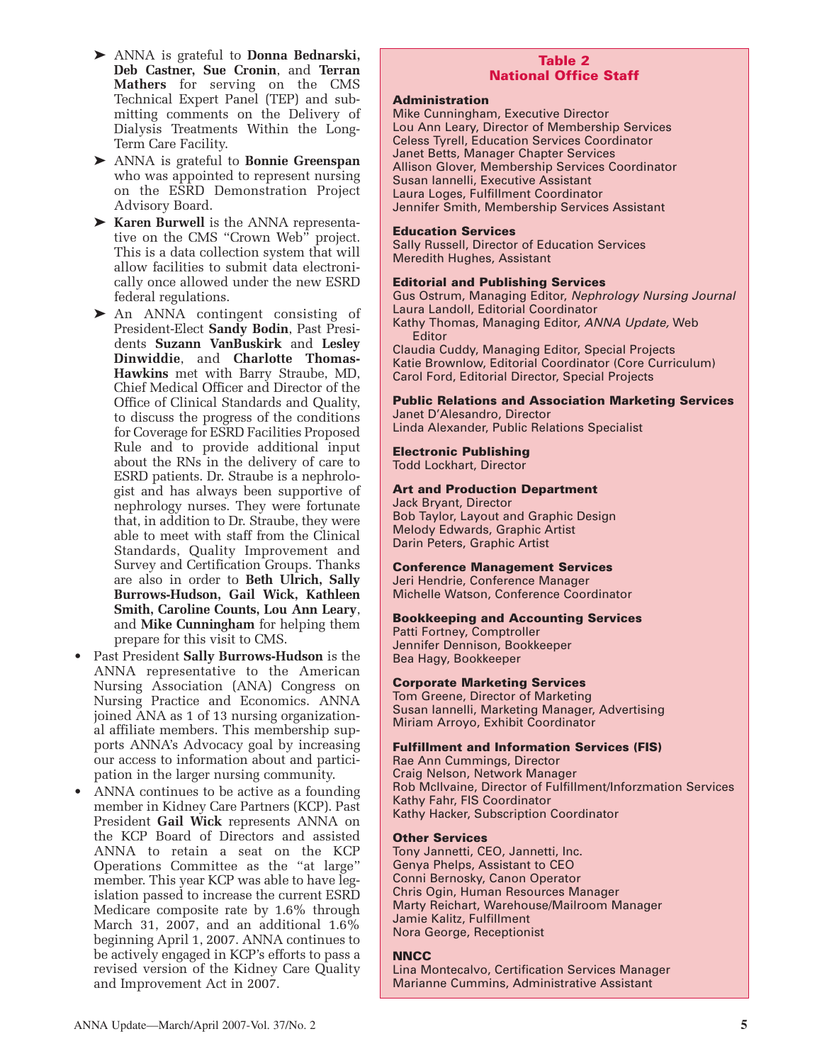- ➤ ANNA is grateful to **Donna Bednarski, Deb Castner, Sue Cronin**, and **Terran Mathers** for serving on the CMS Technical Expert Panel (TEP) and submitting comments on the Delivery of Dialysis Treatments Within the Long-Term Care Facility.
- ➤ ANNA is grateful to **Bonnie Greenspan** who was appointed to represent nursing on the ESRD Demonstration Project Advisory Board.
- ➤ **Karen Burwell** is the ANNA representative on the CMS "Crown Web" project. This is a data collection system that will allow facilities to submit data electronically once allowed under the new ESRD federal regulations.
- ➤ An ANNA contingent consisting of President-Elect **Sandy Bodin**, Past Presidents **Suzann VanBuskirk** and **Lesley Dinwiddie**, and **Charlotte Thomas-Hawkins** met with Barry Straube, MD, Chief Medical Officer and Director of the Office of Clinical Standards and Quality, to discuss the progress of the conditions for Coverage for ESRD Facilities Proposed Rule and to provide additional input about the RNs in the delivery of care to ESRD patients. Dr. Straube is a nephrologist and has always been supportive of nephrology nurses. They were fortunate that, in addition to Dr. Straube, they were able to meet with staff from the Clinical Standards, Quality Improvement and Survey and Certification Groups. Thanks are also in order to **Beth Ulrich, Sally Burrows-Hudson, Gail Wick, Kathleen Smith, Caroline Counts, Lou Ann Leary**, and **Mike Cunningham** for helping them prepare for this visit to CMS.

- Past President **Sally Burrows-Hudson** is the ANNA representative to the American Nursing Association (ANA) Congress on Nursing Practice and Economics. ANNA joined ANA as 1 of 13 nursing organizational affiliate members. This membership supports ANNA's Advocacy goal by increasing our access to information about and participation in the larger nursing community.
- ANNA continues to be active as a founding member in Kidney Care Partners (KCP). Past President **Gail Wick** represents ANNA on the KCP Board of Directors and assisted ANNA to retain a seat on the KCP Operations Committee as the "at large" member. This year KCP was able to have legislation passed to increase the current ESRD Medicare composite rate by 1.6% through March 31, 2007, and an additional 1.6% beginning April 1, 2007. ANNA continues to be actively engaged in KCP's efforts to pass a revised version of the Kidney Care Quality and Improvement Act in 2007.

**Table 2**
**National Office Staff**

**Administration**
Mike Cunningham, Executive Director
Lou Ann Leary, Director of Membership Services
Celess Tyrell, Education Services Coordinator
Janet Betts, Manager Chapter Services
Allison Glover, Membership Services Coordinator
Susan Iannelli, Executive Assistant
Laura Loges, Fulfillment Coordinator
Jennifer Smith, Membership Services Assistant

**Education Services**
Sally Russell, Director of Education Services
Meredith Hughes, Assistant

**Editorial and Publishing Services**
Gus Ostrum, Managing Editor, *Nephrology Nursing Journal*
Laura Landoll, Editorial Coordinator
Kathy Thomas, Managing Editor, *ANNA Update,* Web Editor
Claudia Cuddy, Managing Editor, Special Projects
Katie Brownlow, Editorial Coordinator (Core Curriculum)
Carol Ford, Editorial Director, Special Projects

**Public Relations and Association Marketing Services**
Janet D'Alesandro, Director
Linda Alexander, Public Relations Specialist

**Electronic Publishing**
Todd Lockhart, Director

**Art and Production Department**
Jack Bryant, Director
Bob Taylor, Layout and Graphic Design
Melody Edwards, Graphic Artist
Darin Peters, Graphic Artist

**Conference Management Services**
Jeri Hendrie, Conference Manager
Michelle Watson, Conference Coordinator

**Bookkeeping and Accounting Services**
Patti Fortney, Comptroller
Jennifer Dennison, Bookkeeper
Bea Hagy, Bookkeeper

**Corporate Marketing Services**
Tom Greene, Director of Marketing
Susan Iannelli, Marketing Manager, Advertising
Miriam Arroyo, Exhibit Coordinator

**Fulfillment and Information Services (FIS)**
Rae Ann Cummings, Director
Craig Nelson, Network Manager
Rob McIlvaine, Director of Fulfillment/Inforzmation Services
Kathy Fahr, FIS Coordinator
Kathy Hacker, Subscription Coordinator

**Other Services**
Tony Jannetti, CEO, Jannetti, Inc.
Genya Phelps, Assistant to CEO
Conni Bernosky, Canon Operator
Chris Ogin, Human Resources Manager
Marty Reichart, Warehouse/Mailroom Manager
Jamie Kalitz, Fulfillment
Nora George, Receptionist

**NNCC**
Lina Montecalvo, Certification Services Manager
Marianne Cummins, Administrative Assistant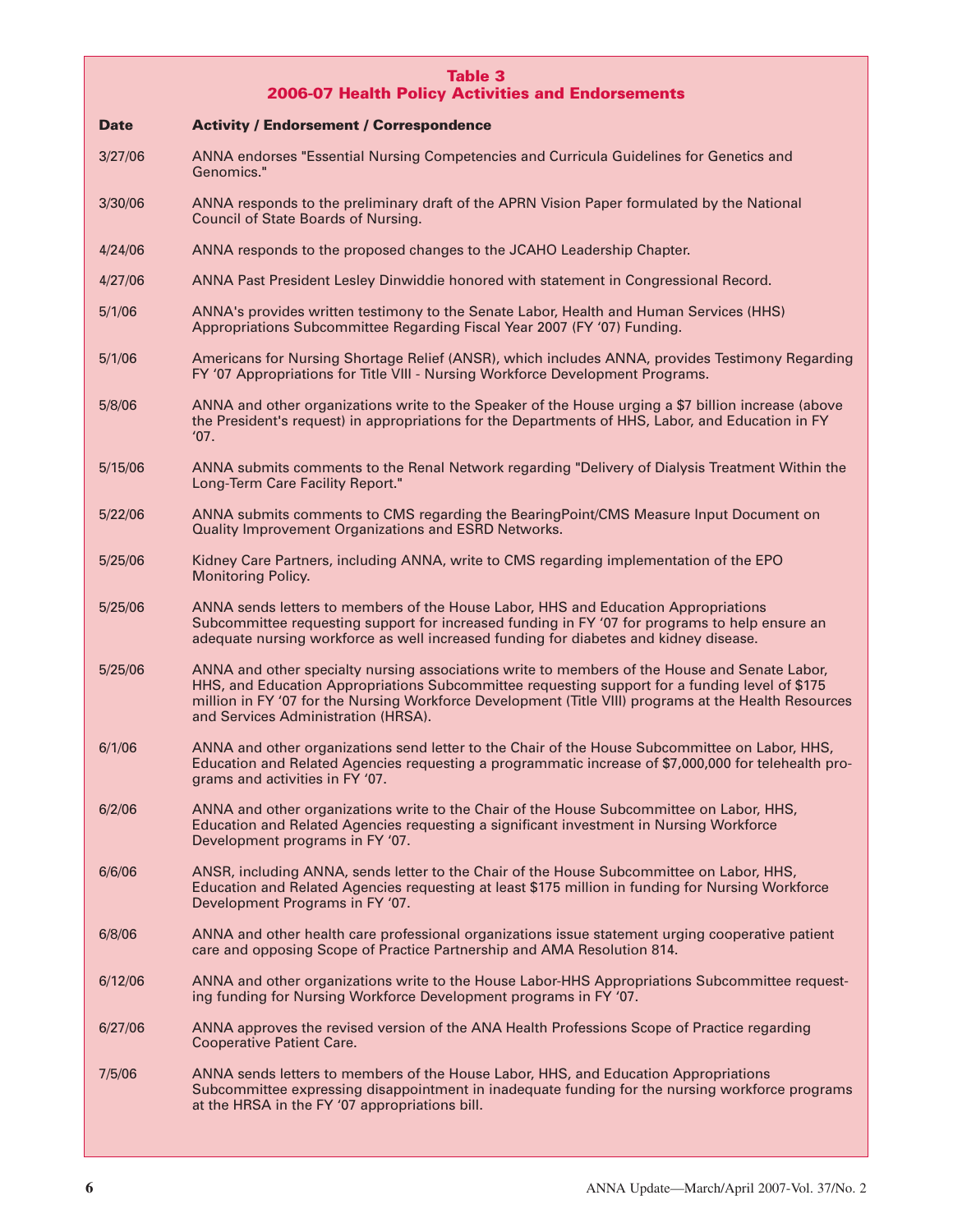**Table 3**
**2006-07 Health Policy Activities and Endorsements**

| Date | Activity / Endorsement / Correspondence |
|---|---|
| 3/27/06 | ANNA endorses "Essential Nursing Competencies and Curricula Guidelines for Genetics and Genomics." |
| 3/30/06 | ANNA responds to the preliminary draft of the APRN Vision Paper formulated by the National Council of State Boards of Nursing. |
| 4/24/06 | ANNA responds to the proposed changes to the JCAHO Leadership Chapter. |
| 4/27/06 | ANNA Past President Lesley Dinwiddie honored with statement in Congressional Record. |
| 5/1/06 | ANNA's provides written testimony to the Senate Labor, Health and Human Services (HHS) Appropriations Subcommittee Regarding Fiscal Year 2007 (FY '07) Funding. |
| 5/1/06 | Americans for Nursing Shortage Relief (ANSR), which includes ANNA, provides Testimony Regarding FY '07 Appropriations for Title VIII - Nursing Workforce Development Programs. |
| 5/8/06 | ANNA and other organizations write to the Speaker of the House urging a $7 billion increase (above the President's request) in appropriations for the Departments of HHS, Labor, and Education in FY '07. |
| 5/15/06 | ANNA submits comments to the Renal Network regarding "Delivery of Dialysis Treatment Within the Long-Term Care Facility Report." |
| 5/22/06 | ANNA submits comments to CMS regarding the BearingPoint/CMS Measure Input Document on Quality Improvement Organizations and ESRD Networks. |
| 5/25/06 | Kidney Care Partners, including ANNA, write to CMS regarding implementation of the EPO Monitoring Policy. |
| 5/25/06 | ANNA sends letters to members of the House Labor, HHS and Education Appropriations Subcommittee requesting support for increased funding in FY '07 for programs to help ensure an adequate nursing workforce as well increased funding for diabetes and kidney disease. |
| 5/25/06 | ANNA and other specialty nursing associations write to members of the House and Senate Labor, HHS, and Education Appropriations Subcommittee requesting support for a funding level of $175 million in FY '07 for the Nursing Workforce Development (Title VIII) programs at the Health Resources and Services Administration (HRSA). |
| 6/1/06 | ANNA and other organizations send letter to the Chair of the House Subcommittee on Labor, HHS, Education and Related Agencies requesting a programmatic increase of $7,000,000 for telehealth programs and activities in FY '07. |
| 6/2/06 | ANNA and other organizations write to the Chair of the House Subcommittee on Labor, HHS, Education and Related Agencies requesting a significant investment in Nursing Workforce Development programs in FY '07. |
| 6/6/06 | ANSR, including ANNA, sends letter to the Chair of the House Subcommittee on Labor, HHS, Education and Related Agencies requesting at least $175 million in funding for Nursing Workforce Development Programs in FY '07. |
| 6/8/06 | ANNA and other health care professional organizations issue statement urging cooperative patient care and opposing Scope of Practice Partnership and AMA Resolution 814. |
| 6/12/06 | ANNA and other organizations write to the House Labor-HHS Appropriations Subcommittee requesting funding for Nursing Workforce Development programs in FY '07. |
| 6/27/06 | ANNA approves the revised version of the ANA Health Professions Scope of Practice regarding Cooperative Patient Care. |
| 7/5/06 | ANNA sends letters to members of the House Labor, HHS, and Education Appropriations Subcommittee expressing disappointment in inadequate funding for the nursing workforce programs at the HRSA in the FY '07 appropriations bill. |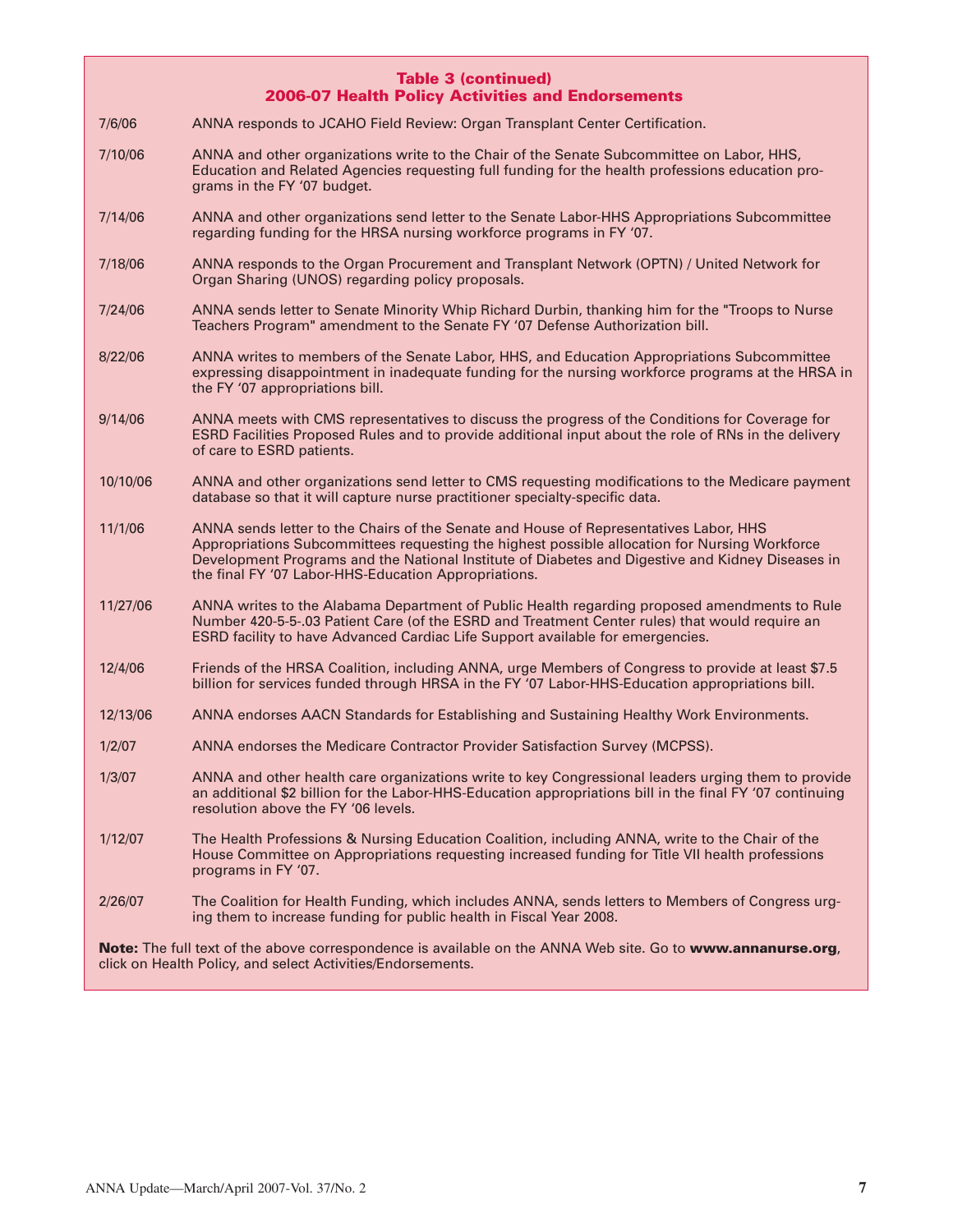**Table 3 (continued)**
**2006-07 Health Policy Activities and Endorsements**

| Date | Activity |
|---|---|
| 7/6/06 | ANNA responds to JCAHO Field Review: Organ Transplant Center Certification. |
| 7/10/06 | ANNA and other organizations write to the Chair of the Senate Subcommittee on Labor, HHS, Education and Related Agencies requesting full funding for the health professions education programs in the FY '07 budget. |
| 7/14/06 | ANNA and other organizations send letter to the Senate Labor-HHS Appropriations Subcommittee regarding funding for the HRSA nursing workforce programs in FY '07. |
| 7/18/06 | ANNA responds to the Organ Procurement and Transplant Network (OPTN) / United Network for Organ Sharing (UNOS) regarding policy proposals. |
| 7/24/06 | ANNA sends letter to Senate Minority Whip Richard Durbin, thanking him for the "Troops to Nurse Teachers Program" amendment to the Senate FY '07 Defense Authorization bill. |
| 8/22/06 | ANNA writes to members of the Senate Labor, HHS, and Education Appropriations Subcommittee expressing disappointment in inadequate funding for the nursing workforce programs at the HRSA in the FY '07 appropriations bill. |
| 9/14/06 | ANNA meets with CMS representatives to discuss the progress of the Conditions for Coverage for ESRD Facilities Proposed Rules and to provide additional input about the role of RNs in the delivery of care to ESRD patients. |
| 10/10/06 | ANNA and other organizations send letter to CMS requesting modifications to the Medicare payment database so that it will capture nurse practitioner specialty-specific data. |
| 11/1/06 | ANNA sends letter to the Chairs of the Senate and House of Representatives Labor, HHS Appropriations Subcommittees requesting the highest possible allocation for Nursing Workforce Development Programs and the National Institute of Diabetes and Digestive and Kidney Diseases in the final FY '07 Labor-HHS-Education Appropriations. |
| 11/27/06 | ANNA writes to the Alabama Department of Public Health regarding proposed amendments to Rule Number 420-5-5-.03 Patient Care (of the ESRD and Treatment Center rules) that would require an ESRD facility to have Advanced Cardiac Life Support available for emergencies. |
| 12/4/06 | Friends of the HRSA Coalition, including ANNA, urge Members of Congress to provide at least $7.5 billion for services funded through HRSA in the FY '07 Labor-HHS-Education appropriations bill. |
| 12/13/06 | ANNA endorses AACN Standards for Establishing and Sustaining Healthy Work Environments. |
| 1/2/07 | ANNA endorses the Medicare Contractor Provider Satisfaction Survey (MCPSS). |
| 1/3/07 | ANNA and other health care organizations write to key Congressional leaders urging them to provide an additional $2 billion for the Labor-HHS-Education appropriations bill in the final FY '07 continuing resolution above the FY '06 levels. |
| 1/12/07 | The Health Professions & Nursing Education Coalition, including ANNA, write to the Chair of the House Committee on Appropriations requesting increased funding for Title VII health professions programs in FY '07. |
| 2/26/07 | The Coalition for Health Funding, which includes ANNA, sends letters to Members of Congress urging them to increase funding for public health in Fiscal Year 2008. |

**Note:** The full text of the above correspondence is available on the ANNA Web site. Go to **www.annanurse.org**, click on Health Policy, and select Activities/Endorsements.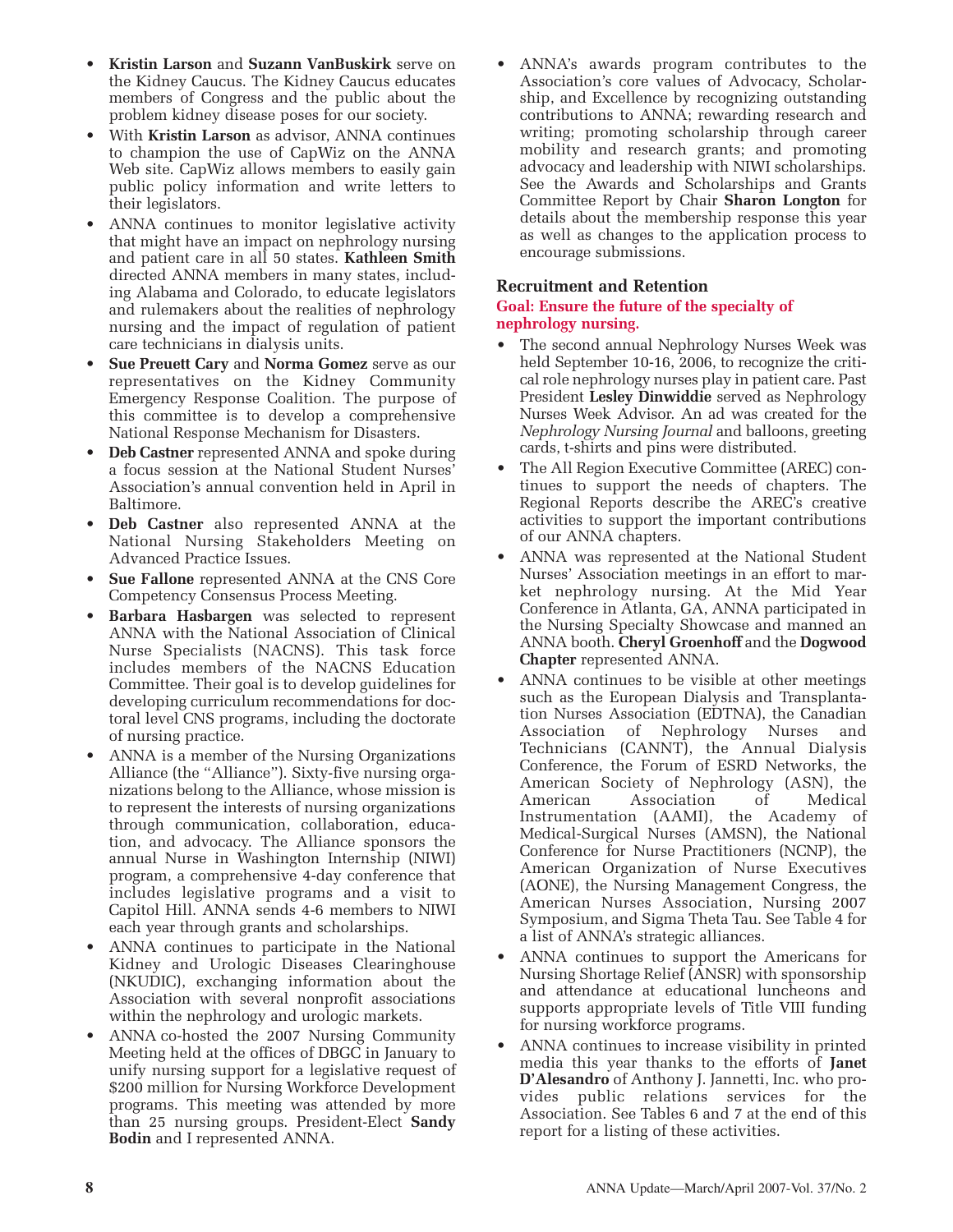- **Kristin Larson** and **Suzann VanBuskirk** serve on the Kidney Caucus. The Kidney Caucus educates members of Congress and the public about the problem kidney disease poses for our society.
- With **Kristin Larson** as advisor, ANNA continues to champion the use of CapWiz on the ANNA Web site. CapWiz allows members to easily gain public policy information and write letters to their legislators.
- ANNA continues to monitor legislative activity that might have an impact on nephrology nursing and patient care in all 50 states. **Kathleen Smith** directed ANNA members in many states, including Alabama and Colorado, to educate legislators and rulemakers about the realities of nephrology nursing and the impact of regulation of patient care technicians in dialysis units.
- **Sue Preuett Cary** and **Norma Gomez** serve as our representatives on the Kidney Community Emergency Response Coalition. The purpose of this committee is to develop a comprehensive National Response Mechanism for Disasters.
- **Deb Castner** represented ANNA and spoke during a focus session at the National Student Nurses' Association's annual convention held in April in Baltimore.
- **Deb Castner** also represented ANNA at the National Nursing Stakeholders Meeting on Advanced Practice Issues.
- **Sue Fallone** represented ANNA at the CNS Core Competency Consensus Process Meeting.
- **Barbara Hasbargen** was selected to represent ANNA with the National Association of Clinical Nurse Specialists (NACNS). This task force includes members of the NACNS Education Committee. Their goal is to develop guidelines for developing curriculum recommendations for doctoral level CNS programs, including the doctorate of nursing practice.
- ANNA is a member of the Nursing Organizations Alliance (the "Alliance"). Sixty-five nursing organizations belong to the Alliance, whose mission is to represent the interests of nursing organizations through communication, collaboration, education, and advocacy. The Alliance sponsors the annual Nurse in Washington Internship (NIWI) program, a comprehensive 4-day conference that includes legislative programs and a visit to Capitol Hill. ANNA sends 4-6 members to NIWI each year through grants and scholarships.
- ANNA continues to participate in the National Kidney and Urologic Diseases Clearinghouse (NKUDIC), exchanging information about the Association with several nonprofit associations within the nephrology and urologic markets.
- ANNA co-hosted the 2007 Nursing Community Meeting held at the offices of DBGC in January to unify nursing support for a legislative request of $200 million for Nursing Workforce Development programs. This meeting was attended by more than 25 nursing groups. President-Elect **Sandy Bodin** and I represented ANNA.
- ANNA's awards program contributes to the Association's core values of Advocacy, Scholarship, and Excellence by recognizing outstanding contributions to ANNA; rewarding research and writing; promoting scholarship through career mobility and research grants; and promoting advocacy and leadership with NIWI scholarships. See the Awards and Scholarships and Grants Committee Report by Chair **Sharon Longton** for details about the membership response this year as well as changes to the application process to encourage submissions.

## Recruitment and Retention

**Goal: Ensure the future of the specialty of nephrology nursing.**

- The second annual Nephrology Nurses Week was held September 10-16, 2006, to recognize the critical role nephrology nurses play in patient care. Past President **Lesley Dinwiddie** served as Nephrology Nurses Week Advisor. An ad was created for the *Nephrology Nursing Journal* and balloons, greeting cards, t-shirts and pins were distributed.
- The All Region Executive Committee (AREC) continues to support the needs of chapters. The Regional Reports describe the AREC's creative activities to support the important contributions of our ANNA chapters.
- ANNA was represented at the National Student Nurses' Association meetings in an effort to market nephrology nursing. At the Mid Year Conference in Atlanta, GA, ANNA participated in the Nursing Specialty Showcase and manned an ANNA booth. **Cheryl Groenhoff** and the **Dogwood Chapter** represented ANNA.
- ANNA continues to be visible at other meetings such as the European Dialysis and Transplantation Nurses Association (EDTNA), the Canadian Association of Nephrology Nurses and Technicians (CANNT), the Annual Dialysis Conference, the Forum of ESRD Networks, the American Society of Nephrology (ASN), the American Association of Medical Instrumentation (AAMI), the Academy of Medical-Surgical Nurses (AMSN), the National Conference for Nurse Practitioners (NCNP), the American Organization of Nurse Executives (AONE), the Nursing Management Congress, the American Nurses Association, Nursing 2007 Symposium, and Sigma Theta Tau. See Table 4 for a list of ANNA's strategic alliances.
- ANNA continues to support the Americans for Nursing Shortage Relief (ANSR) with sponsorship and attendance at educational luncheons and supports appropriate levels of Title VIII funding for nursing workforce programs.
- ANNA continues to increase visibility in printed media this year thanks to the efforts of **Janet D'Alesandro** of Anthony J. Jannetti, Inc. who provides public relations services for the Association. See Tables 6 and 7 at the end of this report for a listing of these activities.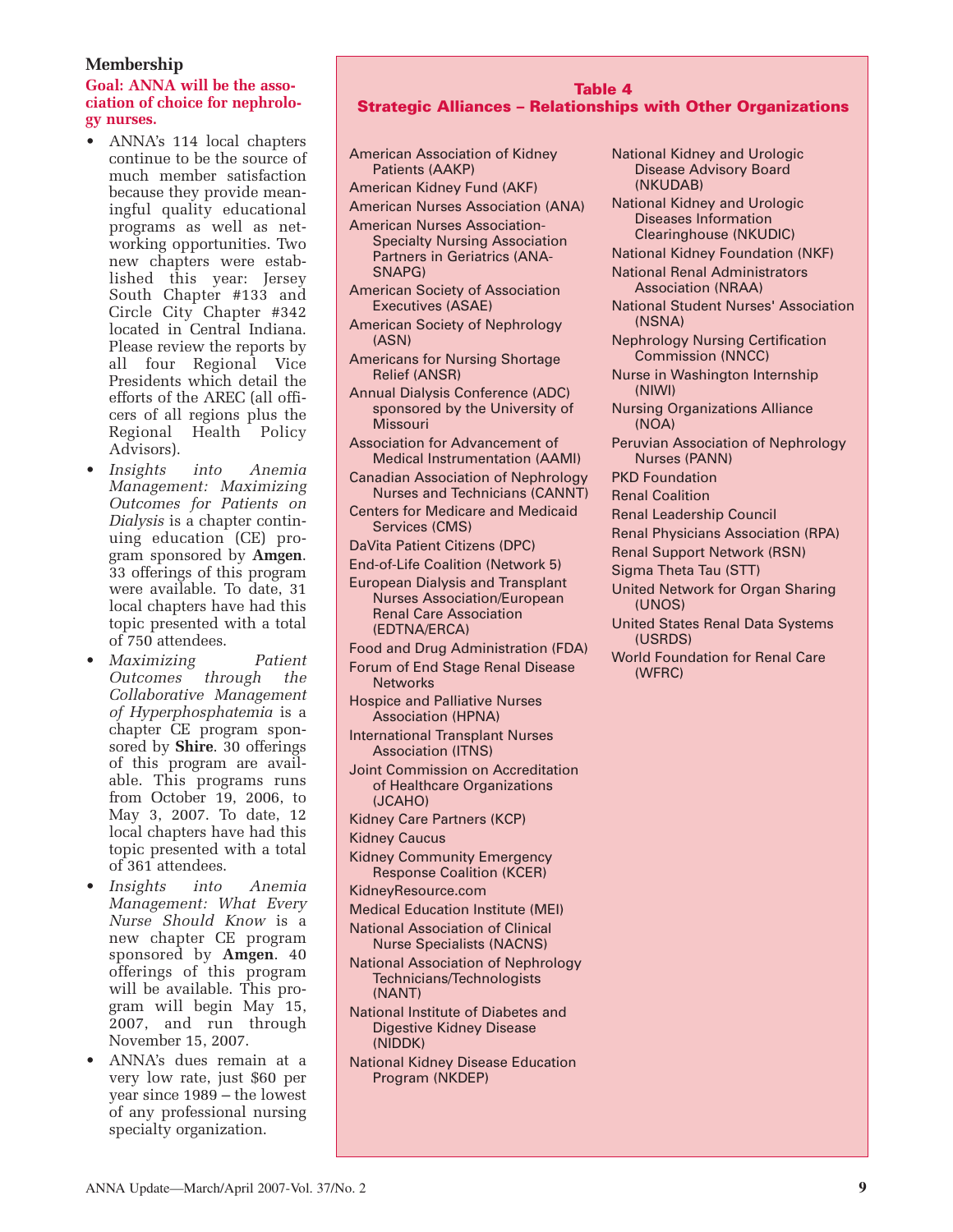## Membership

**Goal: ANNA will be the association of choice for nephrology nurses.**

- ANNA's 114 local chapters continue to be the source of much member satisfaction because they provide meaningful quality educational programs as well as networking opportunities. Two new chapters were established this year: Jersey South Chapter #133 and Circle City Chapter #342 located in Central Indiana. Please review the reports by all four Regional Vice Presidents which detail the efforts of the AREC (all officers of all regions plus the Regional Health Policy Advisors).
- *Insights into Anemia Management: Maximizing Outcomes for Patients on Dialysis* is a chapter continuing education (CE) program sponsored by **Amgen**. 33 offerings of this program were available. To date, 31 local chapters have had this topic presented with a total of 750 attendees.
- *Maximizing Patient Outcomes through the Collaborative Management of Hyperphosphatemia* is a chapter CE program sponsored by **Shire**. 30 offerings of this program are available. This programs runs from October 19, 2006, to May 3, 2007. To date, 12 local chapters have had this topic presented with a total of 361 attendees.
- *Insights into Anemia Management: What Every Nurse Should Know* is a new chapter CE program sponsored by **Amgen**. 40 offerings of this program will be available. This program will begin May 15, 2007, and run through November 15, 2007.
- ANNA's dues remain at a very low rate, just $60 per year since 1989 – the lowest of any professional nursing specialty organization.

### Table 4
### Strategic Alliances – Relationships with Other Organizations

- American Association of Kidney Patients (AAKP)
- American Kidney Fund (AKF)
- American Nurses Association (ANA)
- American Nurses Association-Specialty Nursing Association Partners in Geriatrics (ANA-SNAPG)
- American Society of Association Executives (ASAE)
- American Society of Nephrology (ASN)
- Americans for Nursing Shortage Relief (ANSR)
- Annual Dialysis Conference (ADC) sponsored by the University of Missouri
- Association for Advancement of Medical Instrumentation (AAMI)
- Canadian Association of Nephrology Nurses and Technicians (CANNT)
- Centers for Medicare and Medicaid Services (CMS)
- DaVita Patient Citizens (DPC)
- End-of-Life Coalition (Network 5)
- European Dialysis and Transplant Nurses Association/European Renal Care Association (EDTNA/ERCA)
- Food and Drug Administration (FDA)
- Forum of End Stage Renal Disease Networks
- Hospice and Palliative Nurses Association (HPNA)
- International Transplant Nurses Association (ITNS)
- Joint Commission on Accreditation of Healthcare Organizations (JCAHO)
- Kidney Care Partners (KCP)
- Kidney Caucus
- Kidney Community Emergency Response Coalition (KCER)
- KidneyResource.com
- Medical Education Institute (MEI)
- National Association of Clinical Nurse Specialists (NACNS)
- National Association of Nephrology Technicians/Technologists (NANT)
- National Institute of Diabetes and Digestive Kidney Disease (NIDDK)
- National Kidney Disease Education Program (NKDEP)
- National Kidney and Urologic Disease Advisory Board (NKUDAB)
- National Kidney and Urologic Diseases Information Clearinghouse (NKUDIC)
- National Kidney Foundation (NKF)
- National Renal Administrators Association (NRAA)
- National Student Nurses' Association (NSNA)
- Nephrology Nursing Certification Commission (NNCC)
- Nurse in Washington Internship (NIWI)
- Nursing Organizations Alliance (NOA)
- Peruvian Association of Nephrology Nurses (PANN)
- PKD Foundation
- Renal Coalition
- Renal Leadership Council
- Renal Physicians Association (RPA)
- Renal Support Network (RSN)
- Sigma Theta Tau (STT)
- United Network for Organ Sharing (UNOS)
- United States Renal Data Systems (USRDS)
- World Foundation for Renal Care (WFRC)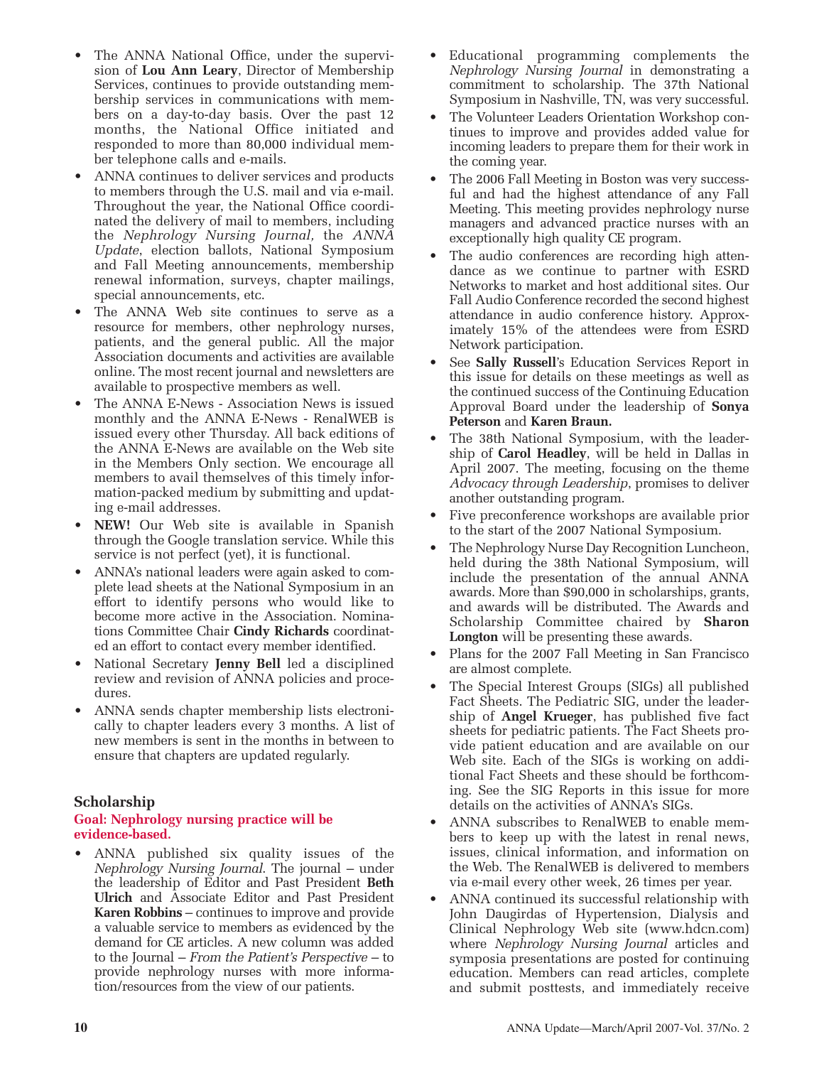- The ANNA National Office, under the supervision of **Lou Ann Leary**, Director of Membership Services, continues to provide outstanding membership services in communications with members on a day-to-day basis. Over the past 12 months, the National Office initiated and responded to more than 80,000 individual member telephone calls and e-mails.
- ANNA continues to deliver services and products to members through the U.S. mail and via e-mail. Throughout the year, the National Office coordinated the delivery of mail to members, including the *Nephrology Nursing Journal,* the *ANNA Update*, election ballots, National Symposium and Fall Meeting announcements, membership renewal information, surveys, chapter mailings, special announcements, etc.
- The ANNA Web site continues to serve as a resource for members, other nephrology nurses, patients, and the general public. All the major Association documents and activities are available online. The most recent journal and newsletters are available to prospective members as well.
- The ANNA E-News - Association News is issued monthly and the ANNA E-News - RenalWEB is issued every other Thursday. All back editions of the ANNA E-News are available on the Web site in the Members Only section. We encourage all members to avail themselves of this timely information-packed medium by submitting and updating e-mail addresses.
- **NEW!** Our Web site is available in Spanish through the Google translation service. While this service is not perfect (yet), it is functional.
- ANNA's national leaders were again asked to complete lead sheets at the National Symposium in an effort to identify persons who would like to become more active in the Association. Nominations Committee Chair **Cindy Richards** coordinated an effort to contact every member identified.
- National Secretary **Jenny Bell** led a disciplined review and revision of ANNA policies and procedures.
- ANNA sends chapter membership lists electronically to chapter leaders every 3 months. A list of new members is sent in the months in between to ensure that chapters are updated regularly.

### Scholarship

**Goal: Nephrology nursing practice will be evidence-based.**

- ANNA published six quality issues of the *Nephrology Nursing Journal*. The journal – under the leadership of Editor and Past President **Beth Ulrich** and Associate Editor and Past President **Karen Robbins** – continues to improve and provide a valuable service to members as evidenced by the demand for CE articles. A new column was added to the Journal – *From the Patient's Perspective* – to provide nephrology nurses with more information/resources from the view of our patients.
- Educational programming complements the *Nephrology Nursing Journal* in demonstrating a commitment to scholarship. The 37th National Symposium in Nashville, TN, was very successful.
- The Volunteer Leaders Orientation Workshop continues to improve and provides added value for incoming leaders to prepare them for their work in the coming year.
- The 2006 Fall Meeting in Boston was very successful and had the highest attendance of any Fall Meeting. This meeting provides nephrology nurse managers and advanced practice nurses with an exceptionally high quality CE program.
- The audio conferences are recording high attendance as we continue to partner with ESRD Networks to market and host additional sites. Our Fall Audio Conference recorded the second highest attendance in audio conference history. Approximately 15% of the attendees were from ESRD Network participation.
- See **Sally Russell**'s Education Services Report in this issue for details on these meetings as well as the continued success of the Continuing Education Approval Board under the leadership of **Sonya Peterson** and **Karen Braun.**
- The 38th National Symposium, with the leadership of **Carol Headley**, will be held in Dallas in April 2007. The meeting, focusing on the theme *Advocacy through Leadership*, promises to deliver another outstanding program.
- Five preconference workshops are available prior to the start of the 2007 National Symposium.
- The Nephrology Nurse Day Recognition Luncheon, held during the 38th National Symposium, will include the presentation of the annual ANNA awards. More than $90,000 in scholarships, grants, and awards will be distributed. The Awards and Scholarship Committee chaired by **Sharon Longton** will be presenting these awards.
- Plans for the 2007 Fall Meeting in San Francisco are almost complete.
- The Special Interest Groups (SIGs) all published Fact Sheets. The Pediatric SIG, under the leadership of **Angel Krueger**, has published five fact sheets for pediatric patients. The Fact Sheets provide patient education and are available on our Web site. Each of the SIGs is working on additional Fact Sheets and these should be forthcoming. See the SIG Reports in this issue for more details on the activities of ANNA's SIGs.
- ANNA subscribes to RenalWEB to enable members to keep up with the latest in renal news, issues, clinical information, and information on the Web. The RenalWEB is delivered to members via e-mail every other week, 26 times per year.
- ANNA continued its successful relationship with John Daugirdas of Hypertension, Dialysis and Clinical Nephrology Web site (www.hdcn.com) where *Nephrology Nursing Journal* articles and symposia presentations are posted for continuing education. Members can read articles, complete and submit posttests, and immediately receive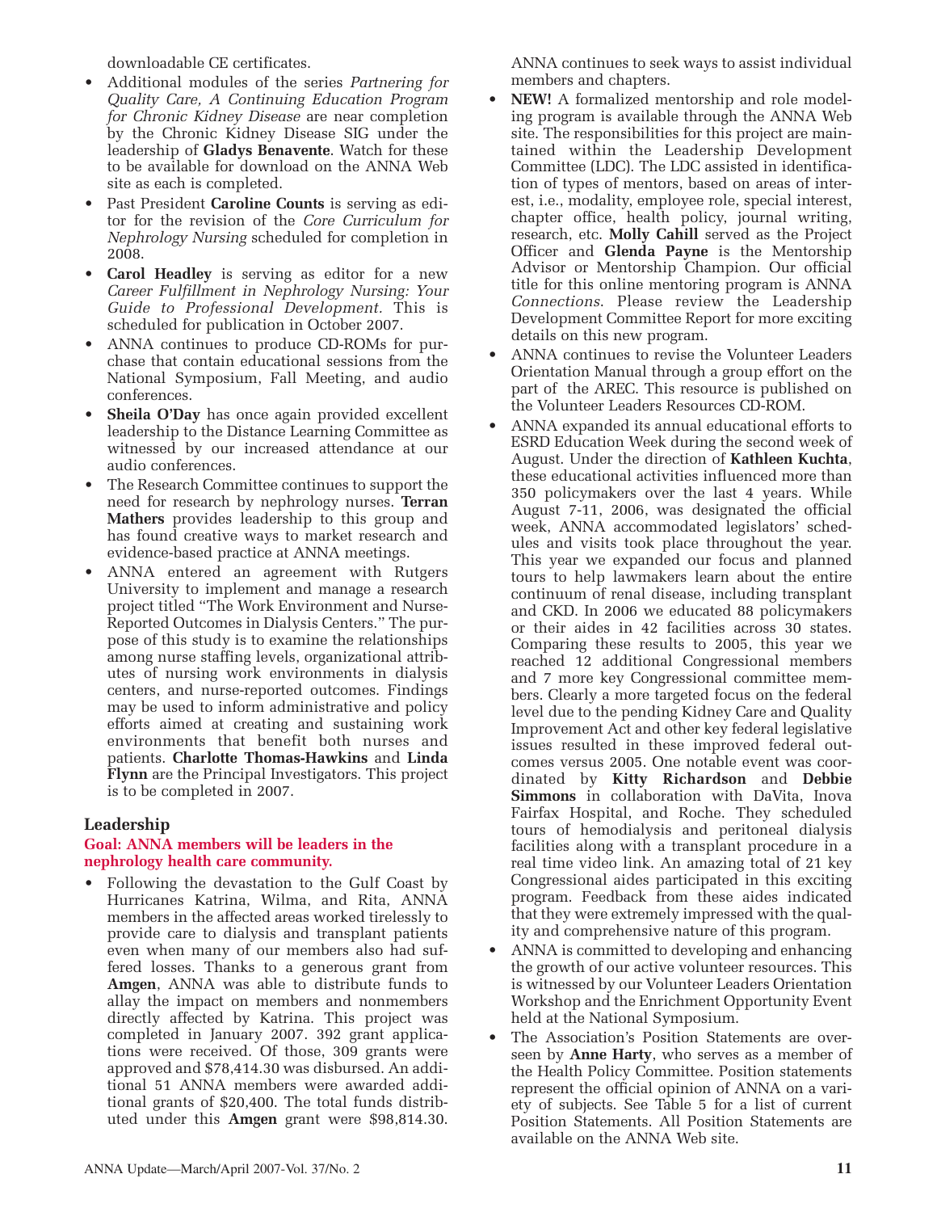downloadable CE certificates.

- Additional modules of the series *Partnering for Quality Care, A Continuing Education Program for Chronic Kidney Disease* are near completion by the Chronic Kidney Disease SIG under the leadership of **Gladys Benavente**. Watch for these to be available for download on the ANNA Web site as each is completed.
- Past President **Caroline Counts** is serving as editor for the revision of the *Core Curriculum for Nephrology Nursing* scheduled for completion in 2008.
- **Carol Headley** is serving as editor for a new *Career Fulfillment in Nephrology Nursing: Your Guide to Professional Development.* This is scheduled for publication in October 2007.
- ANNA continues to produce CD-ROMs for purchase that contain educational sessions from the National Symposium, Fall Meeting, and audio conferences.
- **Sheila O'Day** has once again provided excellent leadership to the Distance Learning Committee as witnessed by our increased attendance at our audio conferences.
- The Research Committee continues to support the need for research by nephrology nurses. **Terran Mathers** provides leadership to this group and has found creative ways to market research and evidence-based practice at ANNA meetings.
- ANNA entered an agreement with Rutgers University to implement and manage a research project titled "The Work Environment and Nurse-Reported Outcomes in Dialysis Centers." The purpose of this study is to examine the relationships among nurse staffing levels, organizational attributes of nursing work environments in dialysis centers, and nurse-reported outcomes. Findings may be used to inform administrative and policy efforts aimed at creating and sustaining work environments that benefit both nurses and patients. **Charlotte Thomas-Hawkins** and **Linda Flynn** are the Principal Investigators. This project is to be completed in 2007.

## Leadership

**Goal: ANNA members will be leaders in the nephrology health care community.**

- Following the devastation to the Gulf Coast by Hurricanes Katrina, Wilma, and Rita, ANNA members in the affected areas worked tirelessly to provide care to dialysis and transplant patients even when many of our members also had suffered losses. Thanks to a generous grant from **Amgen**, ANNA was able to distribute funds to allay the impact on members and nonmembers directly affected by Katrina. This project was completed in January 2007. 392 grant applications were received. Of those, 309 grants were approved and $78,414.30 was disbursed. An additional 51 ANNA members were awarded additional grants of $20,400. The total funds distributed under this **Amgen** grant were $98,814.30. ANNA continues to seek ways to assist individual members and chapters.
- **NEW!** A formalized mentorship and role modeling program is available through the ANNA Web site. The responsibilities for this project are maintained within the Leadership Development Committee (LDC). The LDC assisted in identification of types of mentors, based on areas of interest, i.e., modality, employee role, special interest, chapter office, health policy, journal writing, research, etc. **Molly Cahill** served as the Project Officer and **Glenda Payne** is the Mentorship Advisor or Mentorship Champion. Our official title for this online mentoring program is ANNA *Connections*. Please review the Leadership Development Committee Report for more exciting details on this new program.
- ANNA continues to revise the Volunteer Leaders Orientation Manual through a group effort on the part of the AREC. This resource is published on the Volunteer Leaders Resources CD-ROM.
- ANNA expanded its annual educational efforts to ESRD Education Week during the second week of August. Under the direction of **Kathleen Kuchta**, these educational activities influenced more than 350 policymakers over the last 4 years. While August 7-11, 2006, was designated the official week, ANNA accommodated legislators' schedules and visits took place throughout the year. This year we expanded our focus and planned tours to help lawmakers learn about the entire continuum of renal disease, including transplant and CKD. In 2006 we educated 88 policymakers or their aides in 42 facilities across 30 states. Comparing these results to 2005, this year we reached 12 additional Congressional members and 7 more key Congressional committee members. Clearly a more targeted focus on the federal level due to the pending Kidney Care and Quality Improvement Act and other key federal legislative issues resulted in these improved federal outcomes versus 2005. One notable event was coordinated by **Kitty Richardson** and **Debbie Simmons** in collaboration with DaVita, Inova Fairfax Hospital, and Roche. They scheduled tours of hemodialysis and peritoneal dialysis facilities along with a transplant procedure in a real time video link. An amazing total of 21 key Congressional aides participated in this exciting program. Feedback from these aides indicated that they were extremely impressed with the quality and comprehensive nature of this program.
- ANNA is committed to developing and enhancing the growth of our active volunteer resources. This is witnessed by our Volunteer Leaders Orientation Workshop and the Enrichment Opportunity Event held at the National Symposium.
- The Association's Position Statements are overseen by **Anne Harty**, who serves as a member of the Health Policy Committee. Position statements represent the official opinion of ANNA on a variety of subjects. See Table 5 for a list of current Position Statements. All Position Statements are available on the ANNA Web site.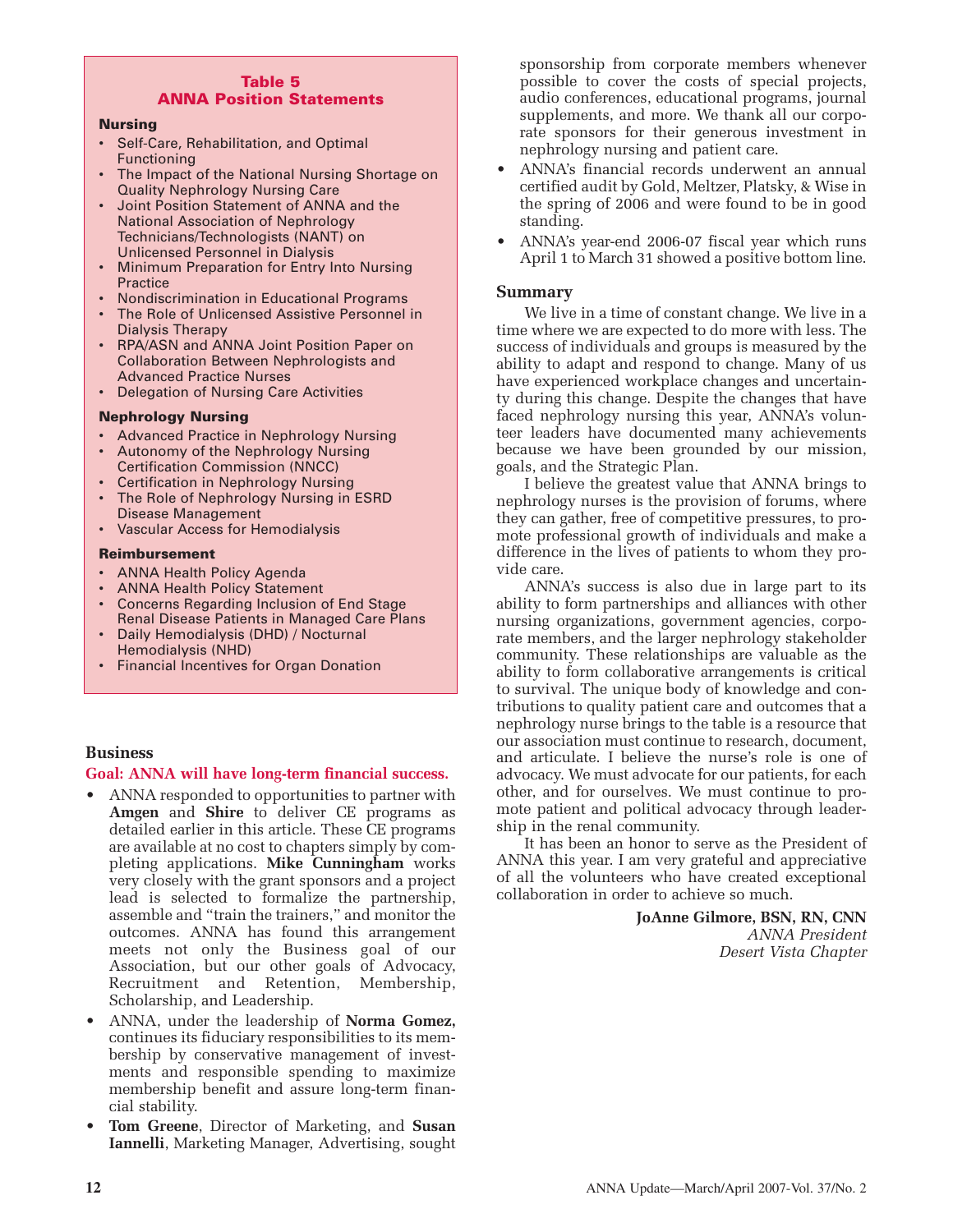**Table 5**
**ANNA Position Statements**

**Nursing**

- Self-Care, Rehabilitation, and Optimal Functioning
- The Impact of the National Nursing Shortage on Quality Nephrology Nursing Care
- Joint Position Statement of ANNA and the National Association of Nephrology Technicians/Technologists (NANT) on Unlicensed Personnel in Dialysis
- Minimum Preparation for Entry Into Nursing Practice
- Nondiscrimination in Educational Programs
- The Role of Unlicensed Assistive Personnel in Dialysis Therapy
- RPA/ASN and ANNA Joint Position Paper on Collaboration Between Nephrologists and Advanced Practice Nurses
- Delegation of Nursing Care Activities

**Nephrology Nursing**

- Advanced Practice in Nephrology Nursing
- Autonomy of the Nephrology Nursing Certification Commission (NNCC)
- Certification in Nephrology Nursing
- The Role of Nephrology Nursing in ESRD Disease Management
- Vascular Access for Hemodialysis

**Reimbursement**

- ANNA Health Policy Agenda
- ANNA Health Policy Statement
- Concerns Regarding Inclusion of End Stage Renal Disease Patients in Managed Care Plans
- Daily Hemodialysis (DHD) / Nocturnal Hemodialysis (NHD)
- Financial Incentives for Organ Donation

## Business

**Goal: ANNA will have long-term financial success.**

- ANNA responded to opportunities to partner with **Amgen** and **Shire** to deliver CE programs as detailed earlier in this article. These CE programs are available at no cost to chapters simply by completing applications. **Mike Cunningham** works very closely with the grant sponsors and a project lead is selected to formalize the partnership, assemble and "train the trainers," and monitor the outcomes. ANNA has found this arrangement meets not only the Business goal of our Association, but our other goals of Advocacy, Recruitment and Retention, Membership, Scholarship, and Leadership.
- ANNA, under the leadership of **Norma Gomez,** continues its fiduciary responsibilities to its membership by conservative management of investments and responsible spending to maximize membership benefit and assure long-term financial stability.
- **Tom Greene**, Director of Marketing, and **Susan Iannelli**, Marketing Manager, Advertising, sought sponsorship from corporate members whenever possible to cover the costs of special projects, audio conferences, educational programs, journal supplements, and more. We thank all our corporate sponsors for their generous investment in nephrology nursing and patient care.
- ANNA's financial records underwent an annual certified audit by Gold, Meltzer, Platsky, & Wise in the spring of 2006 and were found to be in good standing.
- ANNA's year-end 2006-07 fiscal year which runs April 1 to March 31 showed a positive bottom line.

## Summary

We live in a time of constant change. We live in a time where we are expected to do more with less. The success of individuals and groups is measured by the ability to adapt and respond to change. Many of us have experienced workplace changes and uncertainty during this change. Despite the changes that have faced nephrology nursing this year, ANNA's volunteer leaders have documented many achievements because we have been grounded by our mission, goals, and the Strategic Plan.

I believe the greatest value that ANNA brings to nephrology nurses is the provision of forums, where they can gather, free of competitive pressures, to promote professional growth of individuals and make a difference in the lives of patients to whom they provide care.

ANNA's success is also due in large part to its ability to form partnerships and alliances with other nursing organizations, government agencies, corporate members, and the larger nephrology stakeholder community. These relationships are valuable as the ability to form collaborative arrangements is critical to survival. The unique body of knowledge and contributions to quality patient care and outcomes that a nephrology nurse brings to the table is a resource that our association must continue to research, document, and articulate. I believe the nurse's role is one of advocacy. We must advocate for our patients, for each other, and for ourselves. We must continue to promote patient and political advocacy through leadership in the renal community.

It has been an honor to serve as the President of ANNA this year. I am very grateful and appreciative of all the volunteers who have created exceptional collaboration in order to achieve so much.

**JoAnne Gilmore, BSN, RN, CNN**
*ANNA President*
*Desert Vista Chapter*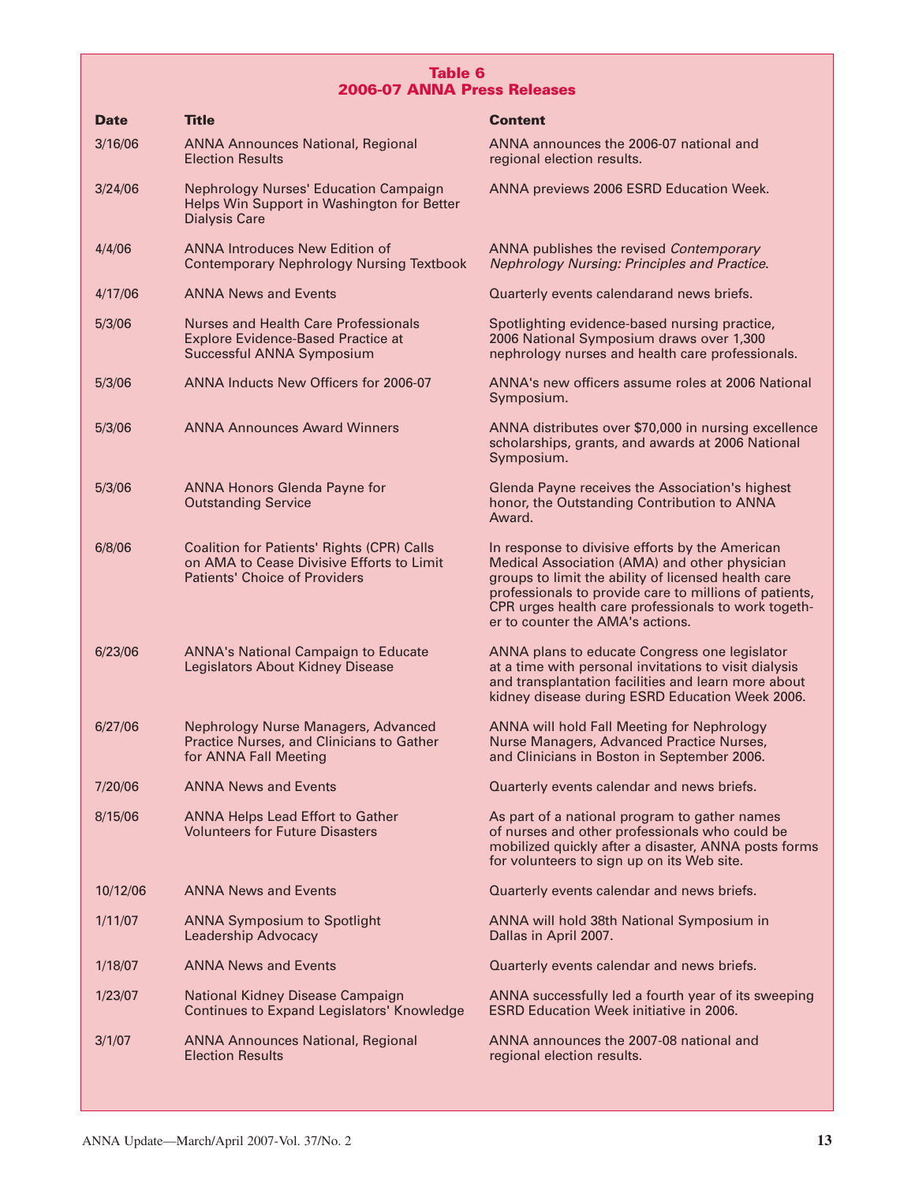**Table 6**
**2006-07 ANNA Press Releases**

| Date | Title | Content |
|---|---|---|
| 3/16/06 | ANNA Announces National, Regional Election Results | ANNA announces the 2006-07 national and regional election results. |
| 3/24/06 | Nephrology Nurses' Education Campaign Helps Win Support in Washington for Better Dialysis Care | ANNA previews 2006 ESRD Education Week. |
| 4/4/06 | ANNA Introduces New Edition of Contemporary Nephrology Nursing Textbook | ANNA publishes the revised *Contemporary Nephrology Nursing: Principles and Practice*. |
| 4/17/06 | ANNA News and Events | Quarterly events calendarand news briefs. |
| 5/3/06 | Nurses and Health Care Professionals Explore Evidence-Based Practice at Successful ANNA Symposium | Spotlighting evidence-based nursing practice, 2006 National Symposium draws over 1,300 nephrology nurses and health care professionals. |
| 5/3/06 | ANNA Inducts New Officers for 2006-07 | ANNA's new officers assume roles at 2006 National Symposium. |
| 5/3/06 | ANNA Announces Award Winners | ANNA distributes over $70,000 in nursing excellence scholarships, grants, and awards at 2006 National Symposium. |
| 5/3/06 | ANNA Honors Glenda Payne for Outstanding Service | Glenda Payne receives the Association's highest honor, the Outstanding Contribution to ANNA Award. |
| 6/8/06 | Coalition for Patients' Rights (CPR) Calls on AMA to Cease Divisive Efforts to Limit Patients' Choice of Providers | In response to divisive efforts by the American Medical Association (AMA) and other physician groups to limit the ability of licensed health care professionals to provide care to millions of patients, CPR urges health care professionals to work together to counter the AMA's actions. |
| 6/23/06 | ANNA's National Campaign to Educate Legislators About Kidney Disease | ANNA plans to educate Congress one legislator at a time with personal invitations to visit dialysis and transplantation facilities and learn more about kidney disease during ESRD Education Week 2006. |
| 6/27/06 | Nephrology Nurse Managers, Advanced Practice Nurses, and Clinicians to Gather for ANNA Fall Meeting | ANNA will hold Fall Meeting for Nephrology Nurse Managers, Advanced Practice Nurses, and Clinicians in Boston in September 2006. |
| 7/20/06 | ANNA News and Events | Quarterly events calendar and news briefs. |
| 8/15/06 | ANNA Helps Lead Effort to Gather Volunteers for Future Disasters | As part of a national program to gather names of nurses and other professionals who could be mobilized quickly after a disaster, ANNA posts forms for volunteers to sign up on its Web site. |
| 10/12/06 | ANNA News and Events | Quarterly events calendar and news briefs. |
| 1/11/07 | ANNA Symposium to Spotlight Leadership Advocacy | ANNA will hold 38th National Symposium in Dallas in April 2007. |
| 1/18/07 | ANNA News and Events | Quarterly events calendar and news briefs. |
| 1/23/07 | National Kidney Disease Campaign Continues to Expand Legislators' Knowledge | ANNA successfully led a fourth year of its sweeping ESRD Education Week initiative in 2006. |
| 3/1/07 | ANNA Announces National, Regional Election Results | ANNA announces the 2007-08 national and regional election results. |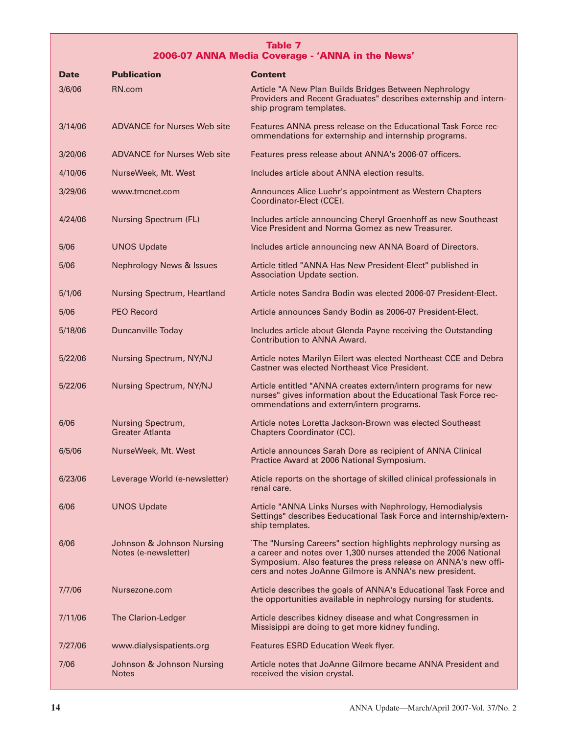**Table 7**
**2006-07 ANNA Media Coverage - 'ANNA in the News'**

| Date | Publication | Content |
|---|---|---|
| 3/6/06 | RN.com | Article "A New Plan Builds Bridges Between Nephrology Providers and Recent Graduates" describes externship and internship program templates. |
| 3/14/06 | ADVANCE for Nurses Web site | Features ANNA press release on the Educational Task Force recommendations for externship and internship programs. |
| 3/20/06 | ADVANCE for Nurses Web site | Features press release about ANNA's 2006-07 officers. |
| 4/10/06 | NurseWeek, Mt. West | Includes article about ANNA election results. |
| 3/29/06 | www.tmcnet.com | Announces Alice Luehr's appointment as Western Chapters Coordinator-Elect (CCE). |
| 4/24/06 | Nursing Spectrum (FL) | Includes article announcing Cheryl Groenhoff as new Southeast Vice President and Norma Gomez as new Treasurer. |
| 5/06 | UNOS Update | Includes article announcing new ANNA Board of Directors. |
| 5/06 | Nephrology News & Issues | Article titled "ANNA Has New President-Elect" published in Association Update section. |
| 5/1/06 | Nursing Spectrum, Heartland | Article notes Sandra Bodin was elected 2006-07 President-Elect. |
| 5/06 | PEO Record | Article announces Sandy Bodin as 2006-07 President-Elect. |
| 5/18/06 | Duncanville Today | Includes article about Glenda Payne receiving the Outstanding Contribution to ANNA Award. |
| 5/22/06 | Nursing Spectrum, NY/NJ | Article notes Marilyn Eilert was elected Northeast CCE and Debra Castner was elected Northeast Vice President. |
| 5/22/06 | Nursing Spectrum, NY/NJ | Article entitled "ANNA creates extern/intern programs for new nurses" gives information about the Educational Task Force recommendations and extern/intern programs. |
| 6/06 | Nursing Spectrum, Greater Atlanta | Article notes Loretta Jackson-Brown was elected Southeast Chapters Coordinator (CC). |
| 6/5/06 | NurseWeek, Mt. West | Article announces Sarah Dore as recipient of ANNA Clinical Practice Award at 2006 National Symposium. |
| 6/23/06 | Leverage World (e-newsletter) | Aticle reports on the shortage of skilled clinical professionals in renal care. |
| 6/06 | UNOS Update | Article "ANNA Links Nurses with Nephrology, Hemodialysis Settings" describes Eeducational Task Force and internship/externship templates. |
| 6/06 | Johnson & Johnson Nursing Notes (e-newsletter) | `The "Nursing Careers" section highlights nephrology nursing as a career and notes over 1,300 nurses attended the 2006 National Symposium. Also features the press release on ANNA's new officers and notes JoAnne Gilmore is ANNA's new president. |
| 7/7/06 | Nursezone.com | Article describes the goals of ANNA's Educational Task Force and the opportunities available in nephrology nursing for students. |
| 7/11/06 | The Clarion-Ledger | Article describes kidney disease and what Congressmen in Missisippi are doing to get more kidney funding. |
| 7/27/06 | www.dialysispatients.org | Features ESRD Education Week flyer. |
| 7/06 | Johnson & Johnson Nursing Notes | Article notes that JoAnne Gilmore became ANNA President and received the vision crystal. |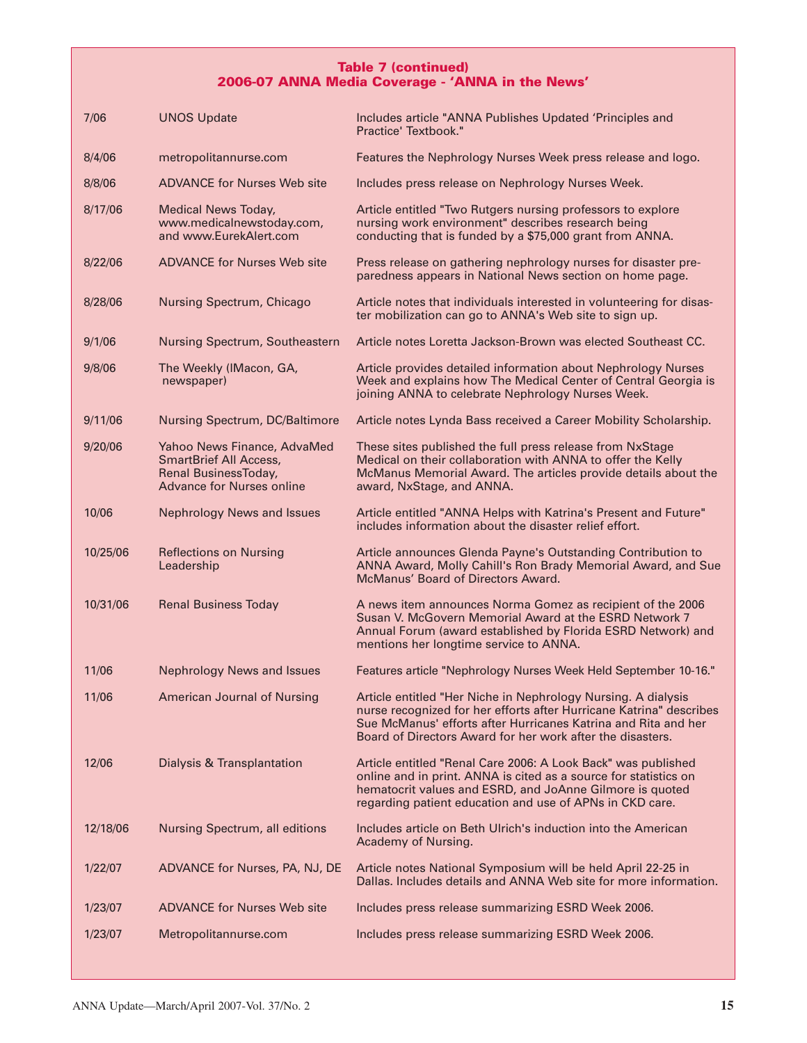**Table 7 (continued)**
**2006-07 ANNA Media Coverage - 'ANNA in the News'**

| | | |
|---|---|---|
| 7/06 | UNOS Update | Includes article "ANNA Publishes Updated 'Principles and Practice' Textbook." |
| 8/4/06 | metropolitannurse.com | Features the Nephrology Nurses Week press release and logo. |
| 8/8/06 | ADVANCE for Nurses Web site | Includes press release on Nephrology Nurses Week. |
| 8/17/06 | Medical News Today, www.medicalnewstoday.com, and www.EurekAlert.com | Article entitled "Two Rutgers nursing professors to explore nursing work environment" describes research being conducting that is funded by a $75,000 grant from ANNA. |
| 8/22/06 | ADVANCE for Nurses Web site | Press release on gathering nephrology nurses for disaster preparedness appears in National News section on home page. |
| 8/28/06 | Nursing Spectrum, Chicago | Article notes that individuals interested in volunteering for disaster mobilization can go to ANNA's Web site to sign up. |
| 9/1/06 | Nursing Spectrum, Southeastern | Article notes Loretta Jackson-Brown was elected Southeast CC. |
| 9/8/06 | The Weekly (IMacon, GA, newspaper) | Article provides detailed information about Nephrology Nurses Week and explains how The Medical Center of Central Georgia is joining ANNA to celebrate Nephrology Nurses Week. |
| 9/11/06 | Nursing Spectrum, DC/Baltimore | Article notes Lynda Bass received a Career Mobility Scholarship. |
| 9/20/06 | Yahoo News Finance, AdvaMed SmartBrief All Access, Renal BusinessToday, Advance for Nurses online | These sites published the full press release from NxStage Medical on their collaboration with ANNA to offer the Kelly McManus Memorial Award. The articles provide details about the award, NxStage, and ANNA. |
| 10/06 | Nephrology News and Issues | Article entitled "ANNA Helps with Katrina's Present and Future" includes information about the disaster relief effort. |
| 10/25/06 | Reflections on Nursing Leadership | Article announces Glenda Payne's Outstanding Contribution to ANNA Award, Molly Cahill's Ron Brady Memorial Award, and Sue McManus' Board of Directors Award. |
| 10/31/06 | Renal Business Today | A news item announces Norma Gomez as recipient of the 2006 Susan V. McGovern Memorial Award at the ESRD Network 7 Annual Forum (award established by Florida ESRD Network) and mentions her longtime service to ANNA. |
| 11/06 | Nephrology News and Issues | Features article "Nephrology Nurses Week Held September 10-16." |
| 11/06 | American Journal of Nursing | Article entitled "Her Niche in Nephrology Nursing. A dialysis nurse recognized for her efforts after Hurricane Katrina" describes Sue McManus' efforts after Hurricanes Katrina and Rita and her Board of Directors Award for her work after the disasters. |
| 12/06 | Dialysis & Transplantation | Article entitled "Renal Care 2006: A Look Back" was published online and in print. ANNA is cited as a source for statistics on hematocrit values and ESRD, and JoAnne Gilmore is quoted regarding patient education and use of APNs in CKD care. |
| 12/18/06 | Nursing Spectrum, all editions | Includes article on Beth Ulrich's induction into the American Academy of Nursing. |
| 1/22/07 | ADVANCE for Nurses, PA, NJ, DE | Article notes National Symposium will be held April 22-25 in Dallas. Includes details and ANNA Web site for more information. |
| 1/23/07 | ADVANCE for Nurses Web site | Includes press release summarizing ESRD Week 2006. |
| 1/23/07 | Metropolitannurse.com | Includes press release summarizing ESRD Week 2006. |